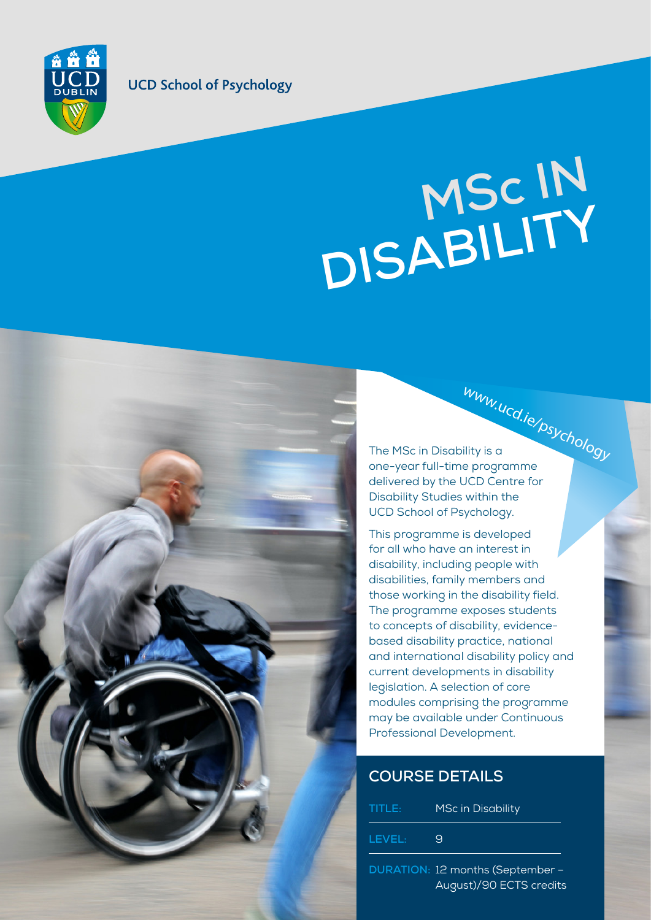UCD School of Psychology

# MSc IN DISABILITY

www.ucd.ie/psychology

The MSc in Disability is a one-year full-time programme delivered by the UCD Centre for Disability Studies within the UCD School of Psychology.

This programme is developed for all who have an interest in disability, including people with disabilities, family members and those working in the disability field. The programme exposes students to concepts of disability, evidence-based disability practice, national and international disability policy and current developments in disability legislation. A selection of core modules comprising the programme may be available under Continuous Professional Development.

## COURSE DETAILS

| | |
|---|---|
| **TITLE:** | MSc in Disability |
| **LEVEL:** | 9 |
| **DURATION:** | 12 months (September – August)/90 ECTS credits |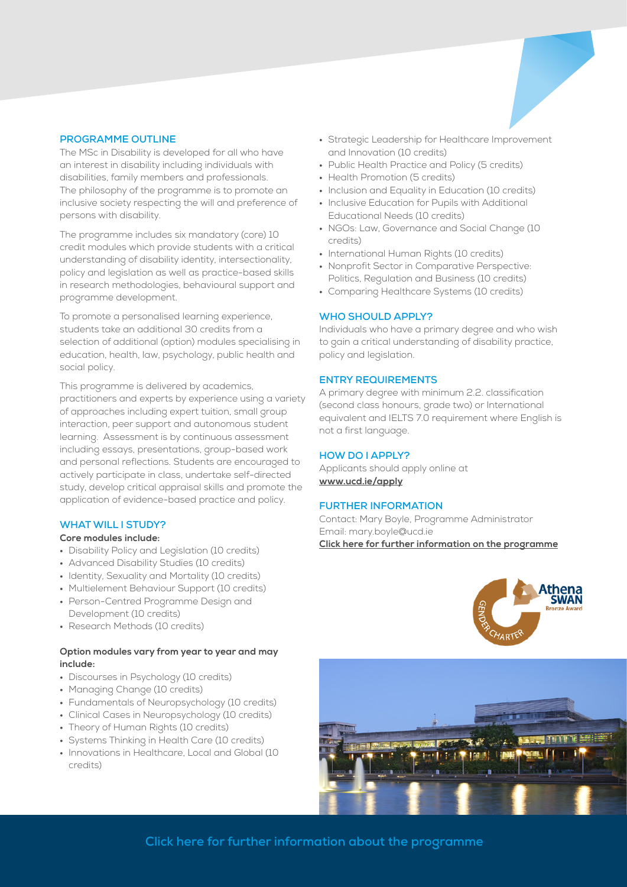## PROGRAMME OUTLINE

The MSc in Disability is developed for all who have an interest in disability including individuals with disabilities, family members and professionals. The philosophy of the programme is to promote an inclusive society respecting the will and preference of persons with disability.

The programme includes six mandatory (core) 10 credit modules which provide students with a critical understanding of disability identity, intersectionality, policy and legislation as well as practice-based skills in research methodologies, behavioural support and programme development.

To promote a personalised learning experience, students take an additional 30 credits from a selection of additional (option) modules specialising in education, health, law, psychology, public health and social policy.

This programme is delivered by academics, practitioners and experts by experience using a variety of approaches including expert tuition, small group interaction, peer support and autonomous student learning. Assessment is by continuous assessment including essays, presentations, group-based work and personal reflections. Students are encouraged to actively participate in class, undertake self-directed study, develop critical appraisal skills and promote the application of evidence-based practice and policy.

## WHAT WILL I STUDY?

**Core modules include:**

- Disability Policy and Legislation (10 credits)
- Advanced Disability Studies (10 credits)
- Identity, Sexuality and Mortality (10 credits)
- Multielement Behaviour Support (10 credits)
- Person-Centred Programme Design and Development (10 credits)
- Research Methods (10 credits)

**Option modules vary from year to year and may include:**

- Discourses in Psychology (10 credits)
- Managing Change (10 credits)
- Fundamentals of Neuropsychology (10 credits)
- Clinical Cases in Neuropsychology (10 credits)
- Theory of Human Rights (10 credits)
- Systems Thinking in Health Care (10 credits)
- Innovations in Healthcare, Local and Global (10 credits)
- Strategic Leadership for Healthcare Improvement and Innovation (10 credits)
- Public Health Practice and Policy (5 credits)
- Health Promotion (5 credits)
- Inclusion and Equality in Education (10 credits)
- Inclusive Education for Pupils with Additional Educational Needs (10 credits)
- NGOs: Law, Governance and Social Change (10 credits)
- International Human Rights (10 credits)
- Nonprofit Sector in Comparative Perspective: Politics, Regulation and Business (10 credits)
- Comparing Healthcare Systems (10 credits)

## WHO SHOULD APPLY?

Individuals who have a primary degree and who wish to gain a critical understanding of disability practice, policy and legislation.

## ENTRY REQUIREMENTS

A primary degree with minimum 2.2. classification (second class honours, grade two) or International equivalent and IELTS 7.0 requirement where English is not a first language.

## HOW DO I APPLY?

Applicants should apply online at **www.ucd.ie/apply**

## FURTHER INFORMATION

Contact: Mary Boyle, Programme Administrator
Email: mary.boyle@ucd.ie
**Click here for further information on the programme**

Athena SWAN Bronze Award
GENDER CHARTER

Click here for further information about the programme